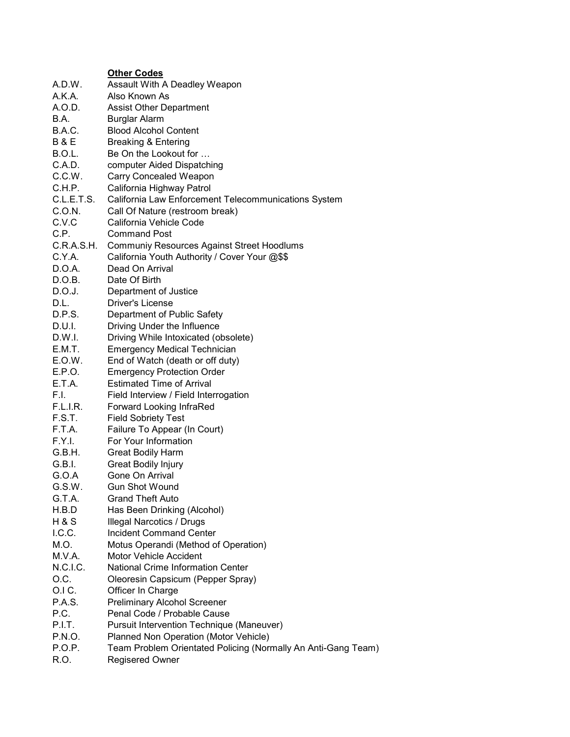**Other Codes**

| | |
|---|---|
| A.D.W. | Assault With A Deadley Weapon |
| A.K.A. | Also Known As |
| A.O.D. | Assist Other Department |
| B.A. | Burglar Alarm |
| B.A.C. | Blood Alcohol Content |
| B & E | Breaking & Entering |
| B.O.L. | Be On the Lookout for … |
| C.A.D. | computer Aided Dispatching |
| C.C.W. | Carry Concealed Weapon |
| C.H.P. | California Highway Patrol |
| C.L.E.T.S. | California Law Enforcement Telecommunications System |
| C.O.N. | Call Of Nature (restroom break) |
| C.V.C | California Vehicle Code |
| C.P. | Command Post |
| C.R.A.S.H. | Communiy Resources Against Street Hoodlums |
| C.Y.A. | California Youth Authority / Cover Your @$$ |
| D.O.A. | Dead On Arrival |
| D.O.B. | Date Of Birth |
| D.O.J. | Department of Justice |
| D.L. | Driver's License |
| D.P.S. | Department of Public Safety |
| D.U.I. | Driving Under the Influence |
| D.W.I. | Driving While Intoxicated (obsolete) |
| E.M.T. | Emergency Medical Technician |
| E.O.W. | End of Watch (death or off duty) |
| E.P.O. | Emergency Protection Order |
| E.T.A. | Estimated Time of Arrival |
| F.I. | Field Interview / Field Interrogation |
| F.L.I.R. | Forward Looking InfraRed |
| F.S.T. | Field Sobriety Test |
| F.T.A. | Failure To Appear (In Court) |
| F.Y.I. | For Your Information |
| G.B.H. | Great Bodily Harm |
| G.B.I. | Great Bodily Injury |
| G.O.A | Gone On Arrival |
| G.S.W. | Gun Shot Wound |
| G.T.A. | Grand Theft Auto |
| H.B.D | Has Been Drinking (Alcohol) |
| H & S | Illegal Narcotics / Drugs |
| I.C.C. | Incident Command Center |
| M.O. | Motus Operandi (Method of Operation) |
| M.V.A. | Motor Vehicle Accident |
| N.C.I.C. | National Crime Information Center |
| O.C. | Oleoresin Capsicum (Pepper Spray) |
| O.I C. | Officer In Charge |
| P.A.S. | Preliminary Alcohol Screener |
| P.C. | Penal Code / Probable Cause |
| P.I.T. | Pursuit Intervention Technique (Maneuver) |
| P.N.O. | Planned Non Operation (Motor Vehicle) |
| P.O.P. | Team Problem Orientated Policing (Normally An Anti-Gang Team) |
| R.O. | Regisered Owner |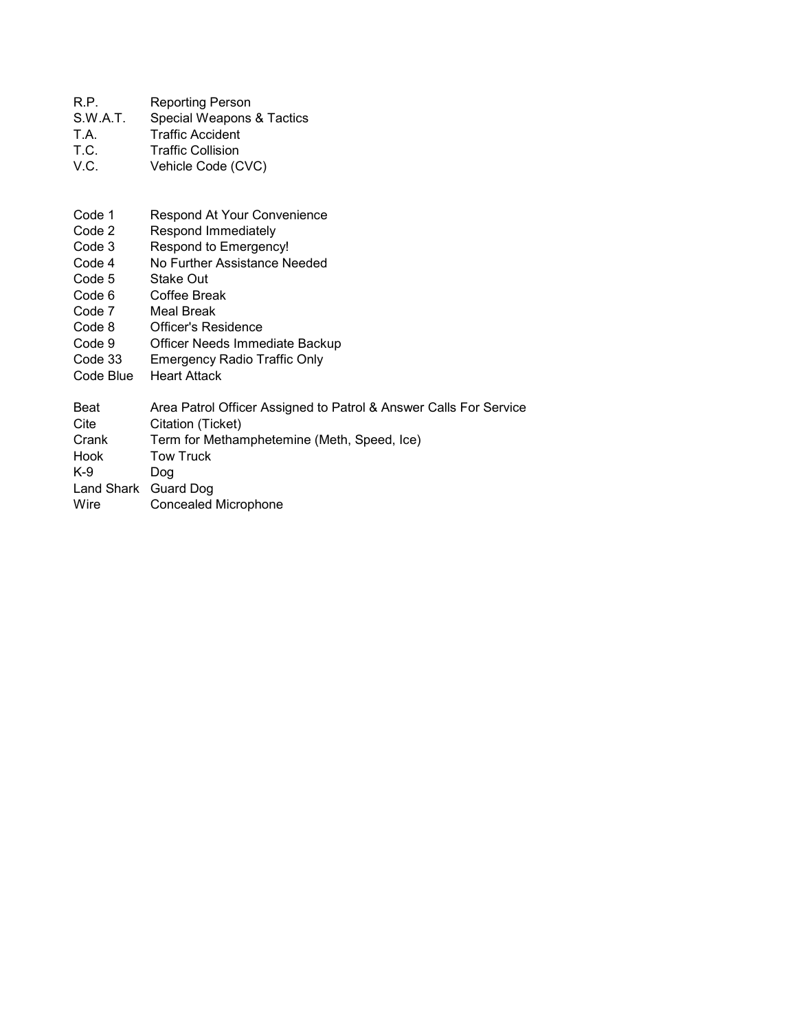| | |
|---|---|
| R.P. | Reporting Person |
| S.W.A.T. | Special Weapons & Tactics |
| T.A. | Traffic Accident |
| T.C. | Traffic Collision |
| V.C. | Vehicle Code (CVC) |

| | |
|---|---|
| Code 1 | Respond At Your Convenience |
| Code 2 | Respond Immediately |
| Code 3 | Respond to Emergency! |
| Code 4 | No Further Assistance Needed |
| Code 5 | Stake Out |
| Code 6 | Coffee Break |
| Code 7 | Meal Break |
| Code 8 | Officer's Residence |
| Code 9 | Officer Needs Immediate Backup |
| Code 33 | Emergency Radio Traffic Only |
| Code Blue | Heart Attack |

| | |
|---|---|
| Beat | Area Patrol Officer Assigned to Patrol & Answer Calls For Service |
| Cite | Citation (Ticket) |
| Crank | Term for Methamphetemine (Meth, Speed, Ice) |
| Hook | Tow Truck |
| K-9 | Dog |
| Land Shark | Guard Dog |
| Wire | Concealed Microphone |